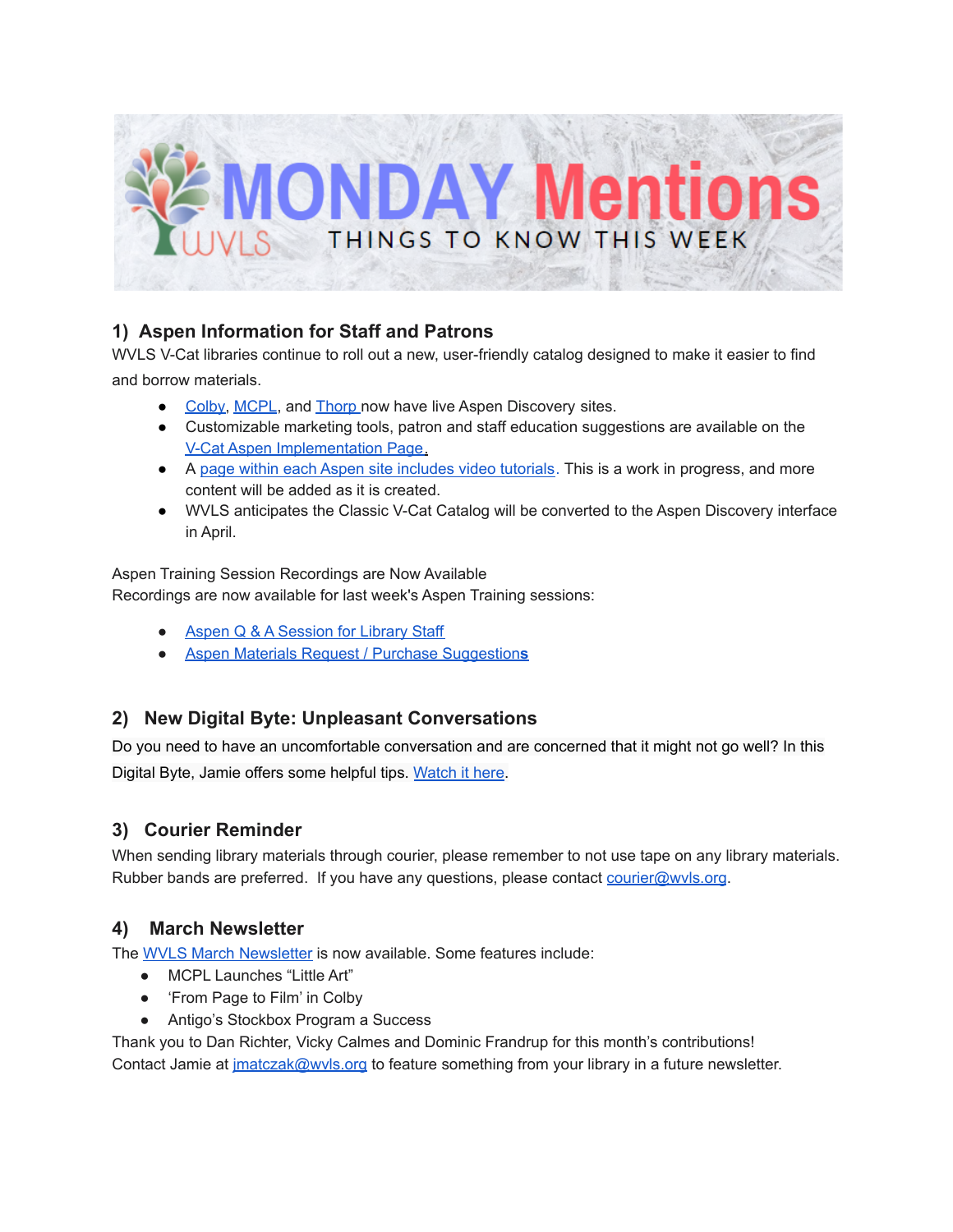# MONDAY Mentions

THINGS TO KNOW THIS WEEK

## 1) Aspen Information for Staff and Patrons

WVLS V-Cat libraries continue to roll out a new, user-friendly catalog designed to make it easier to find and borrow materials.

- Colby, MCPL, and Thorp now have live Aspen Discovery sites.
- Customizable marketing tools, patron and staff education suggestions are available on the V-Cat Aspen Implementation Page.
- A page within each Aspen site includes video tutorials. This is a work in progress, and more content will be added as it is created.
- WVLS anticipates the Classic V-Cat Catalog will be converted to the Aspen Discovery interface in April.

Aspen Training Session Recordings are Now Available
Recordings are now available for last week's Aspen Training sessions:

- Aspen Q & A Session for Library Staff
- Aspen Materials Request / Purchase Suggestions

## 2) New Digital Byte: Unpleasant Conversations

Do you need to have an uncomfortable conversation and are concerned that it might not go well? In this Digital Byte, Jamie offers some helpful tips. Watch it here.

## 3) Courier Reminder

When sending library materials through courier, please remember to not use tape on any library materials. Rubber bands are preferred. If you have any questions, please contact courier@wvls.org.

## 4) March Newsletter

The WVLS March Newsletter is now available. Some features include:

- MCPL Launches “Little Art”
- ‘From Page to Film’ in Colby
- Antigo’s Stockbox Program a Success

Thank you to Dan Richter, Vicky Calmes and Dominic Frandrup for this month’s contributions!
Contact Jamie at jmatczak@wvls.org to feature something from your library in a future newsletter.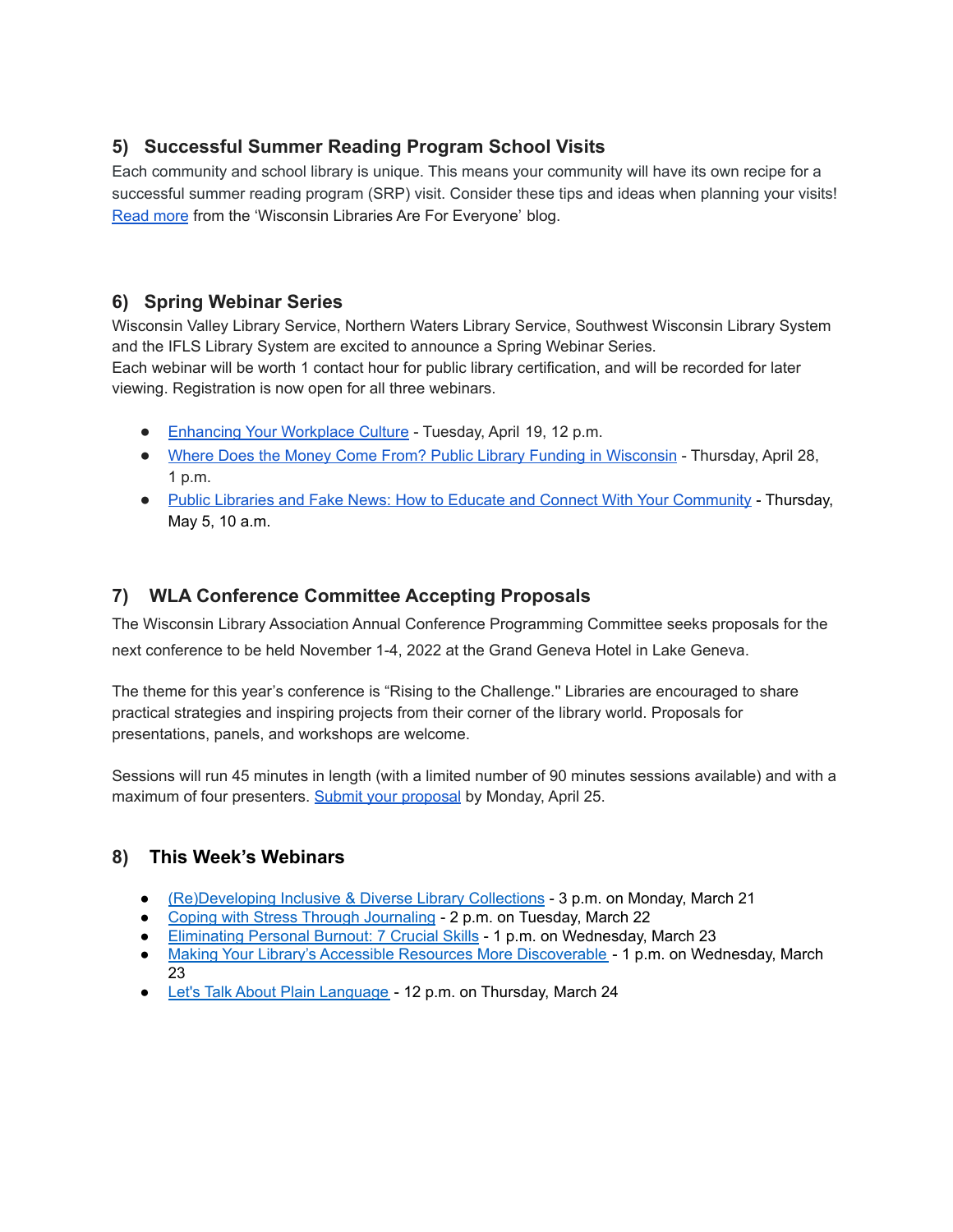## 5) Successful Summer Reading Program School Visits

Each community and school library is unique. This means your community will have its own recipe for a successful summer reading program (SRP) visit. Consider these tips and ideas when planning your visits! Read more from the 'Wisconsin Libraries Are For Everyone' blog.

## 6) Spring Webinar Series

Wisconsin Valley Library Service, Northern Waters Library Service, Southwest Wisconsin Library System and the IFLS Library System are excited to announce a Spring Webinar Series.
Each webinar will be worth 1 contact hour for public library certification, and will be recorded for later viewing. Registration is now open for all three webinars.

- Enhancing Your Workplace Culture - Tuesday, April 19, 12 p.m.
- Where Does the Money Come From? Public Library Funding in Wisconsin - Thursday, April 28, 1 p.m.
- Public Libraries and Fake News: How to Educate and Connect With Your Community - Thursday, May 5, 10 a.m.

## 7) WLA Conference Committee Accepting Proposals

The Wisconsin Library Association Annual Conference Programming Committee seeks proposals for the next conference to be held November 1-4, 2022 at the Grand Geneva Hotel in Lake Geneva.

The theme for this year's conference is "Rising to the Challenge.'' Libraries are encouraged to share practical strategies and inspiring projects from their corner of the library world. Proposals for presentations, panels, and workshops are welcome.

Sessions will run 45 minutes in length (with a limited number of 90 minutes sessions available) and with a maximum of four presenters. Submit your proposal by Monday, April 25.

## 8) This Week's Webinars

- (Re)Developing Inclusive & Diverse Library Collections - 3 p.m. on Monday, March 21
- Coping with Stress Through Journaling - 2 p.m. on Tuesday, March 22
- Eliminating Personal Burnout: 7 Crucial Skills - 1 p.m. on Wednesday, March 23
- Making Your Library's Accessible Resources More Discoverable - 1 p.m. on Wednesday, March 23
- Let's Talk About Plain Language - 12 p.m. on Thursday, March 24